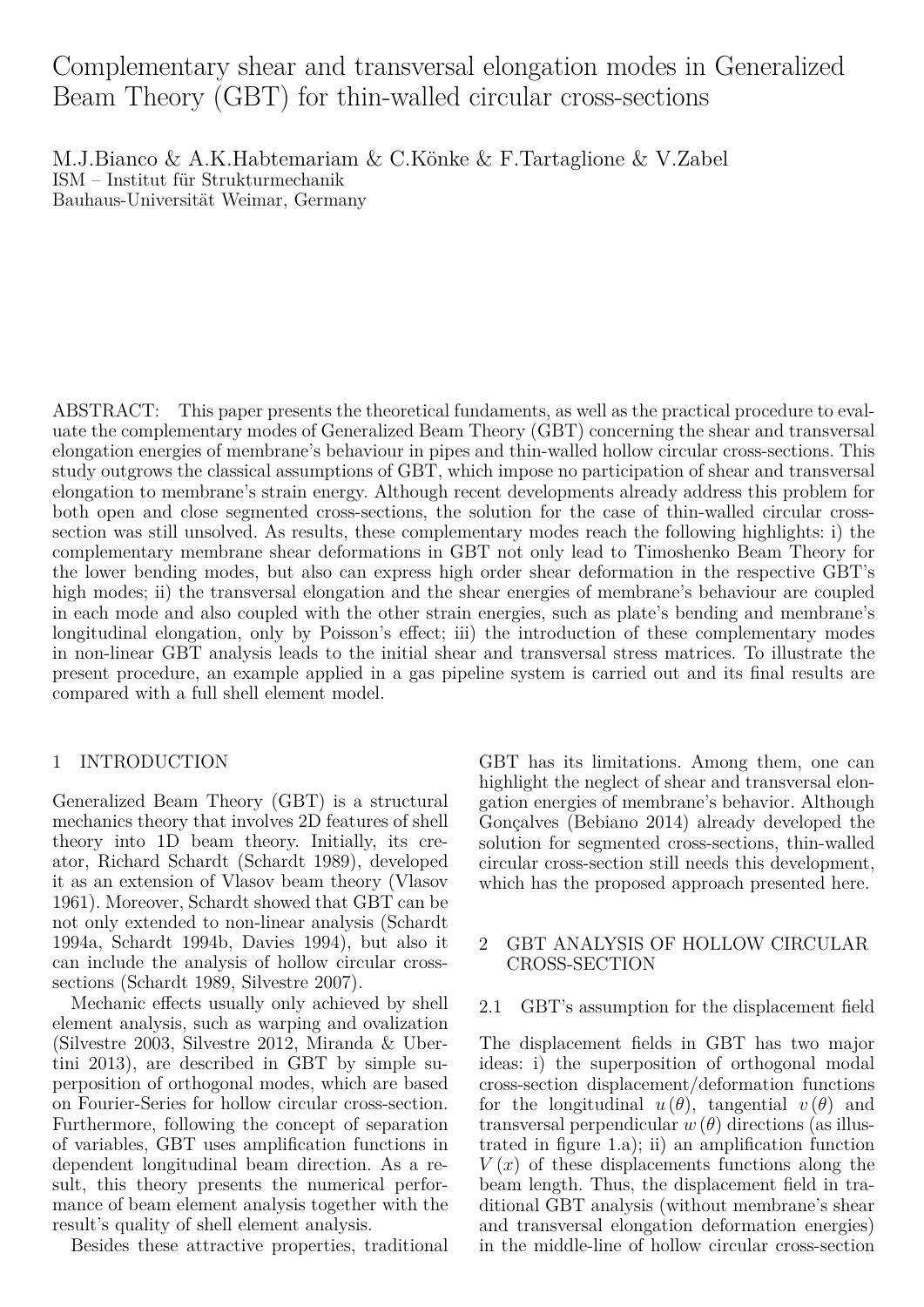# Complementary shear and transversal elongation modes in Generalized Beam Theory (GBT) for thin-walled circular cross-sections

M.J.Bianco & A.K.Habtemariam & C.Könke & F.Tartaglione & V.Zabel
ISM – Institut für Strukturmechanik
Bauhaus-Universität Weimar, Germany

ABSTRACT: This paper presents the theoretical fundaments, as well as the practical procedure to evaluate the complementary modes of Generalized Beam Theory (GBT) concerning the shear and transversal elongation energies of membrane's behaviour in pipes and thin-walled hollow circular cross-sections. This study outgrows the classical assumptions of GBT, which impose no participation of shear and transversal elongation to membrane's strain energy. Although recent developments already address this problem for both open and close segmented cross-sections, the solution for the case of thin-walled circular cross-section was still unsolved. As results, these complementary modes reach the following highlights: i) the complementary membrane shear deformations in GBT not only lead to Timoshenko Beam Theory for the lower bending modes, but also can express high order shear deformation in the respective GBT's high modes; ii) the transversal elongation and the shear energies of membrane's behaviour are coupled in each mode and also coupled with the other strain energies, such as plate's bending and membrane's longitudinal elongation, only by Poisson's effect; iii) the introduction of these complementary modes in non-linear GBT analysis leads to the initial shear and transversal stress matrices. To illustrate the present procedure, an example applied in a gas pipeline system is carried out and its final results are compared with a full shell element model.

## 1 INTRODUCTION

Generalized Beam Theory (GBT) is a structural mechanics theory that involves 2D features of shell theory into 1D beam theory. Initially, its creator, Richard Schardt (Schardt 1989), developed it as an extension of Vlasov beam theory (Vlasov 1961). Moreover, Schardt showed that GBT can be not only extended to non-linear analysis (Schardt 1994a, Schardt 1994b, Davies 1994), but also it can include the analysis of hollow circular cross-sections (Schardt 1989, Silvestre 2007).

Mechanic effects usually only achieved by shell element analysis, such as warping and ovalization (Silvestre 2003, Silvestre 2012, Miranda & Ubertini 2013), are described in GBT by simple superposition of orthogonal modes, which are based on Fourier-Series for hollow circular cross-section. Furthermore, following the concept of separation of variables, GBT uses amplification functions in dependent longitudinal beam direction. As a result, this theory presents the numerical performance of beam element analysis together with the result's quality of shell element analysis.

Besides these attractive properties, traditional GBT has its limitations. Among them, one can highlight the neglect of shear and transversal elongation energies of membrane's behavior. Although Gonçalves (Bebiano 2014) already developed the solution for segmented cross-sections, thin-walled circular cross-section still needs this development, which has the proposed approach presented here.

## 2 GBT ANALYSIS OF HOLLOW CIRCULAR CROSS-SECTION

### 2.1 GBT's assumption for the displacement field

The displacement fields in GBT has two major ideas: i) the superposition of orthogonal modal cross-section displacement/deformation functions for the longitudinal $u(\theta)$, tangential $v(\theta)$ and transversal perpendicular $w(\theta)$ directions (as illustrated in figure 1.a); ii) an amplification function $V(x)$ of these displacements functions along the beam length. Thus, the displacement field in traditional GBT analysis (without membrane's shear and transversal elongation deformation energies) in the middle-line of hollow circular cross-section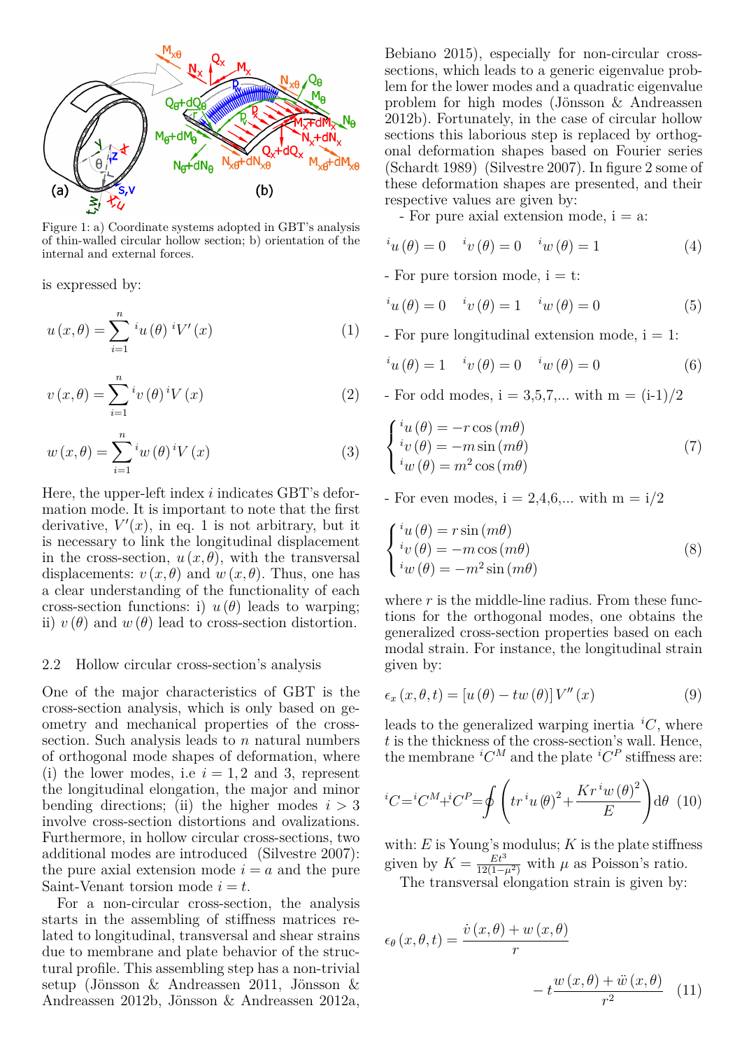Figure 1: a) Coordinate systems adopted in GBT's analysis of thin-walled circular hollow section; b) orientation of the internal and external forces.

is expressed by:

$$u(x,\theta) = \sum_{i=1}^{n} {}^{i}u(\theta)\, {}^{i}V'(x) \tag{1}$$

$$v(x,\theta) = \sum_{i=1}^{n} {}^{i}v(\theta)\, {}^{i}V(x) \tag{2}$$

$$w(x,\theta) = \sum_{i=1}^{n} {}^{i}w(\theta)\, {}^{i}V(x) \tag{3}$$

Here, the upper-left index $i$ indicates GBT's deformation mode. It is important to note that the first derivative, $V'(x)$, in eq. 1 is not arbitrary, but it is necessary to link the longitudinal displacement in the cross-section, $u(x,\theta)$, with the transversal displacements: $v(x,\theta)$ and $w(x,\theta)$. Thus, one has a clear understanding of the functionality of each cross-section functions: i) $u(\theta)$ leads to warping; ii) $v(\theta)$ and $w(\theta)$ lead to cross-section distortion.

### 2.2 Hollow circular cross-section's analysis

One of the major characteristics of GBT is the cross-section analysis, which is only based on geometry and mechanical properties of the cross-section. Such analysis leads to $n$ natural numbers of orthogonal mode shapes of deformation, where (i) the lower modes, i.e $i = 1, 2$ and 3, represent the longitudinal elongation, the major and minor bending directions; (ii) the higher modes $i > 3$ involve cross-section distortions and ovalizations. Furthermore, in hollow circular cross-sections, two additional modes are introduced (Silvestre 2007): the pure axial extension mode $i = a$ and the pure Saint-Venant torsion mode $i = t$.

For a non-circular cross-section, the analysis starts in the assembling of stiffness matrices related to longitudinal, transversal and shear strains due to membrane and plate behavior of the structural profile. This assembling step has a non-trivial setup (Jönsson & Andreassen 2011, Jönsson & Andreassen 2012b, Jönsson & Andreassen 2012a, Bebiano 2015), especially for non-circular cross-sections, which leads to a generic eigenvalue problem for the lower modes and a quadratic eigenvalue problem for high modes (Jönsson & Andreassen 2012b). Fortunately, in the case of circular hollow sections this laborious step is replaced by orthogonal deformation shapes based on Fourier series (Schardt 1989) (Silvestre 2007). In figure 2 some of these deformation shapes are presented, and their respective values are given by:

- For pure axial extension mode, i = a:

$$^{i}u(\theta) = 0 \quad ^{i}v(\theta) = 0 \quad ^{i}w(\theta) = 1 \tag{4}$$

- For pure torsion mode, i = t:

$$^{i}u(\theta) = 0 \quad ^{i}v(\theta) = 1 \quad ^{i}w(\theta) = 0 \tag{5}$$

- For pure longitudinal extension mode, i = 1:

$$^{i}u(\theta) = 1 \quad ^{i}v(\theta) = 0 \quad ^{i}w(\theta) = 0 \tag{6}$$

- For odd modes, i = 3,5,7,... with m = (i-1)/2

$$\begin{cases} ^{i}u(\theta) = -r\cos(m\theta) \\ ^{i}v(\theta) = -m\sin(m\theta) \\ ^{i}w(\theta) = m^2\cos(m\theta) \end{cases} \tag{7}$$

- For even modes, i = 2,4,6,... with m = i/2

$$\begin{cases} ^{i}u(\theta) = r\sin(m\theta) \\ ^{i}v(\theta) = -m\cos(m\theta) \\ ^{i}w(\theta) = -m^2\sin(m\theta) \end{cases} \tag{8}$$

where $r$ is the middle-line radius. From these functions for the orthogonal modes, one obtains the generalized cross-section properties based on each modal strain. For instance, the longitudinal strain given by:

$$\epsilon_x(x,\theta,t) = [u(\theta) - tw(\theta)]\, V''(x) \tag{9}$$

leads to the generalized warping inertia $^{i}C$, where $t$ is the thickness of the cross-section's wall. Hence, the membrane $^{i}C^M$ and the plate $^{i}C^P$ stiffness are:

$$^{i}C = {}^{i}C^M + {}^{i}C^P = \oint \left( tr\, {}^{i}u(\theta)^2 + \frac{Kr\, {}^{i}w(\theta)^2}{E} \right) \mathrm{d}\theta \tag{10}$$

with: $E$ is Young's modulus; $K$ is the plate stiffness given by $K = \frac{Et^3}{12(1-\mu^2)}$ with $\mu$ as Poisson's ratio.

The transversal elongation strain is given by:

$$\epsilon_\theta(x,\theta,t) = \frac{\dot{v}(x,\theta) + w(x,\theta)}{r} - t\frac{w(x,\theta) + \ddot{w}(x,\theta)}{r^2} \tag{11}$$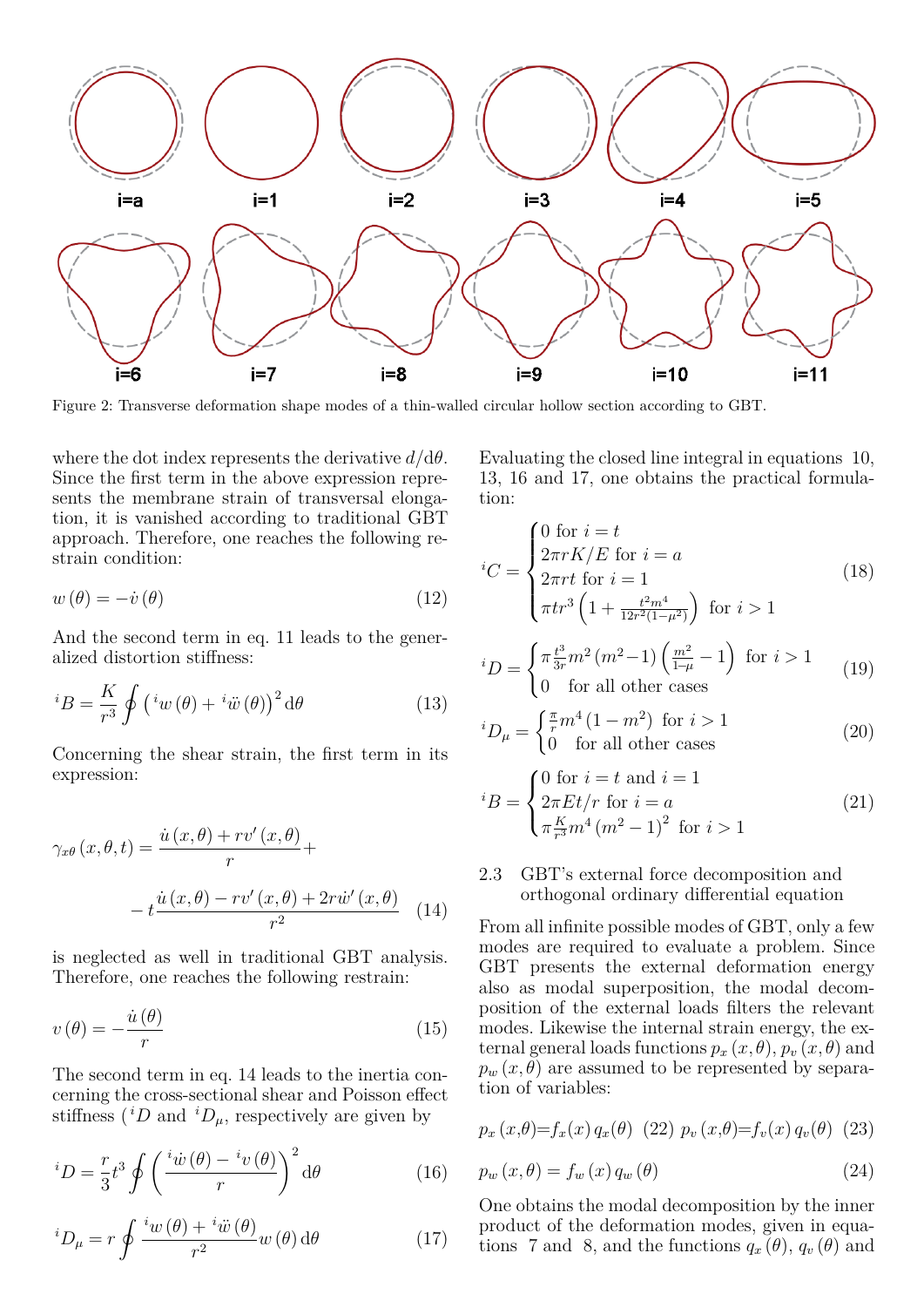i=a i=1 i=2 i=3 i=4 i=5

i=6 i=7 i=8 i=9 i=10 i=11

Figure 2: Transverse deformation shape modes of a thin-walled circular hollow section according to GBT.

where the dot index represents the derivative $d/\mathrm{d}\theta$. Since the first term in the above expression represents the membrane strain of transversal elongation, it is vanished according to traditional GBT approach. Therefore, one reaches the following restrain condition:

$$w(\theta) = -\dot{v}(\theta) \tag{12}$$

And the second term in eq. 11 leads to the generalized distortion stiffness:

$$^{i}B = \frac{K}{r^3} \oint \left( {}^{i}w(\theta) + {}^{i}\ddot{w}(\theta) \right)^2 \mathrm{d}\theta \tag{13}$$

Concerning the shear strain, the first term in its expression:

$$\gamma_{x\theta}(x,\theta,t) = \frac{\dot{u}(x,\theta) + rv'(x,\theta)}{r} + \\ - t\frac{\dot{u}(x,\theta) - rv'(x,\theta) + 2r\dot{w}'(x,\theta)}{r^2} \tag{14}$$

is neglected as well in traditional GBT analysis. Therefore, one reaches the following restrain:

$$v(\theta) = -\frac{\dot{u}(\theta)}{r} \tag{15}$$

The second term in eq. 14 leads to the inertia concerning the cross-sectional shear and Poisson effect stiffness (${}^{i}D$ and ${}^{i}D_{\mu}$, respectively are given by

$$^{i}D = \frac{r}{3}t^3 \oint \left( \frac{{}^{i}\dot{w}(\theta) - {}^{i}v(\theta)}{r} \right)^2 \mathrm{d}\theta \tag{16}$$

$$^{i}D_{\mu} = r \oint \frac{{}^{i}w(\theta) + {}^{i}\ddot{w}(\theta)}{r^2} w(\theta)\, \mathrm{d}\theta \tag{17}$$

Evaluating the closed line integral in equations 10, 13, 16 and 17, one obtains the practical formulation:

$$^{i}C = \begin{cases} 0 \text{ for } i = t \\ 2\pi rK/E \text{ for } i = a \\ 2\pi rt \text{ for } i = 1 \\ \pi t r^3 \left(1 + \frac{t^2 m^4}{12r^2(1-\mu^2)}\right) \text{ for } i > 1 \end{cases} \tag{18}$$

$$^{i}D = \begin{cases} \pi \frac{t^3}{3r} m^2 \left(m^2 - 1\right) \left(\frac{m^2}{1-\mu} - 1\right) \text{ for } i > 1 \\ 0 \quad \text{for all other cases} \end{cases} \tag{19}$$

$$^{i}D_{\mu} = \begin{cases} \frac{\pi}{r} m^4 \left(1 - m^2\right) \text{ for } i > 1 \\ 0 \quad \text{for all other cases} \end{cases} \tag{20}$$

$$^{i}B = \begin{cases} 0 \text{ for } i = t \text{ and } i = 1 \\ 2\pi Et/r \text{ for } i = a \\ \pi \frac{K}{r^3} m^4 \left(m^2 - 1\right)^2 \text{ for } i > 1 \end{cases} \tag{21}$$

### 2.3 GBT's external force decomposition and orthogonal ordinary differential equation

From all infinite possible modes of GBT, only a few modes are required to evaluate a problem. Since GBT presents the external deformation energy also as modal superposition, the modal decomposition of the external loads filters the relevant modes. Likewise the internal strain energy, the external general loads functions $p_x(x,\theta)$, $p_v(x,\theta)$ and $p_w(x,\theta)$ are assumed to be represented by separation of variables:

$$p_x(x,\theta) = f_x(x)\, q_x(\theta) \tag{22}$$

$$p_v(x,\theta) = f_v(x)\, q_v(\theta) \tag{23}$$

$$p_w(x,\theta) = f_w(x)\, q_w(\theta) \tag{24}$$

One obtains the modal decomposition by the inner product of the deformation modes, given in equations 7 and 8, and the functions $q_x(\theta)$, $q_v(\theta)$ and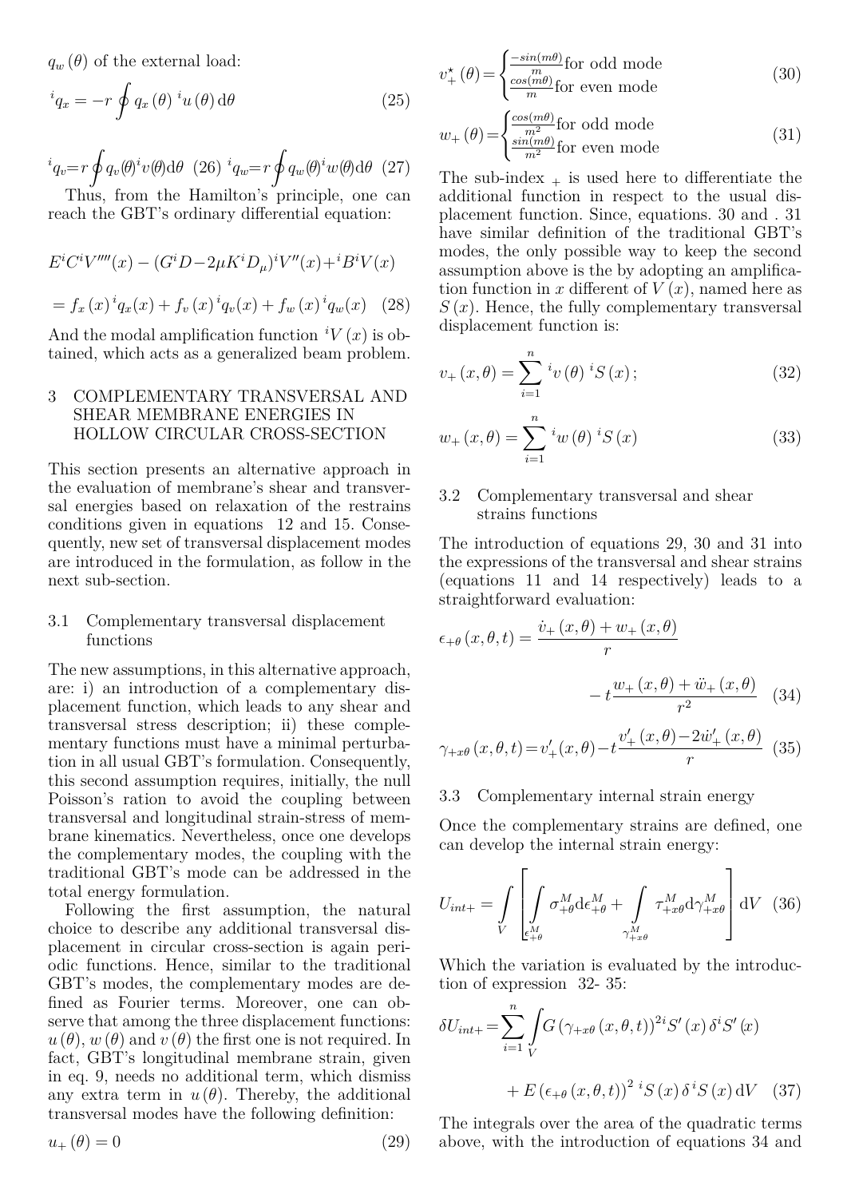$q_w(\theta)$ of the external load:

$$^{i}q_x = -r \oint q_x(\theta)\, {}^{i}u(\theta)\, \mathrm{d}\theta \tag{25}$$

$$^{i}q_v = r \oint q_v(\theta) {}^{i}v(\theta) \mathrm{d}\theta \quad (26) \qquad {}^{i}q_w = r \oint q_w(\theta) {}^{i}w(\theta) \mathrm{d}\theta \quad (27)$$

Thus, from the Hamilton's principle, one can reach the GBT's ordinary differential equation:

$$E^{i}C^{i}V''''(x) - (G^{i}D - 2\mu K^{i}D_{\mu})^{i}V''(x) + {}^{i}B^{i}V(x)$$

$$= f_x(x)\,{}^{i}q_x(x) + f_v(x)\,{}^{i}q_v(x) + f_w(x)\,{}^{i}q_w(x) \tag{28}$$

And the modal amplification function ${}^{i}V(x)$ is obtained, which acts as a generalized beam problem.

## 3 COMPLEMENTARY TRANSVERSAL AND SHEAR MEMBRANE ENERGIES IN HOLLOW CIRCULAR CROSS-SECTION

This section presents an alternative approach in the evaluation of membrane's shear and transversal energies based on relaxation of the restrains conditions given in equations 12 and 15. Consequently, new set of transversal displacement modes are introduced in the formulation, as follow in the next sub-section.

### 3.1 Complementary transversal displacement functions

The new assumptions, in this alternative approach, are: i) an introduction of a complementary displacement function, which leads to any shear and transversal stress description; ii) these complementary functions must have a minimal perturbation in all usual GBT's formulation. Consequently, this second assumption requires, initially, the null Poisson's ration to avoid the coupling between transversal and longitudinal strain-stress of membrane kinematics. Nevertheless, once one develops the complementary modes, the coupling with the traditional GBT's mode can be addressed in the total energy formulation.

Following the first assumption, the natural choice to describe any additional transversal displacement in circular cross-section is again periodic functions. Hence, similar to the traditional GBT's modes, the complementary modes are defined as Fourier terms. Moreover, one can observe that among the three displacement functions: $u(\theta)$, $w(\theta)$ and $v(\theta)$ the first one is not required. In fact, GBT's longitudinal membrane strain, given in eq. 9, needs no additional term, which dismiss any extra term in $u(\theta)$. Thereby, the additional transversal modes have the following definition:

$$u_+(\theta) = 0 \tag{29}$$

$$v_+^{\star}(\theta) = \begin{cases} \frac{-sin(m\theta)}{m} \text{for odd mode} \\ \frac{cos(m\theta)}{m} \text{for even mode} \end{cases} \tag{30}$$

$$w_+(\theta) = \begin{cases} \frac{cos(m\theta)}{m^2} \text{for odd mode} \\ \frac{sin(m\theta)}{m^2} \text{for even mode} \end{cases} \tag{31}$$

The sub-index $_+$ is used here to differentiate the additional function in respect to the usual displacement function. Since, equations. 30 and . 31 have similar definition of the traditional GBT's modes, the only possible way to keep the second assumption above is the by adopting an amplification function in $x$ different of $V(x)$, named here as $S(x)$. Hence, the fully complementary transversal displacement function is:

$$v_+(x,\theta) = \sum_{i=1}^{n} {}^{i}v(\theta)\, {}^{i}S(x); \tag{32}$$

$$w_+(x,\theta) = \sum_{i=1}^{n} {}^{i}w(\theta)\, {}^{i}S(x) \tag{33}$$

### 3.2 Complementary transversal and shear strains functions

The introduction of equations 29, 30 and 31 into the expressions of the transversal and shear strains (equations 11 and 14 respectively) leads to a straightforward evaluation:

$$\epsilon_{+\theta}(x,\theta,t) = \frac{\dot{v}_+(x,\theta) + w_+(x,\theta)}{r} - t\frac{w_+(x,\theta) + \ddot{w}_+(x,\theta)}{r^2} \tag{34}$$

$$\gamma_{+x\theta}(x,\theta,t) = v_+'(x,\theta) - t\frac{v_+'(x,\theta) - 2\dot{w}_+'(x,\theta)}{r} \tag{35}$$

### 3.3 Complementary internal strain energy

Once the complementary strains are defined, one can develop the internal strain energy:

$$U_{int+} = \int_V \left[ \int_{\epsilon_{+\theta}^{M}} \sigma_{+\theta}^{M} \mathrm{d}\epsilon_{+\theta}^{M} + \int_{\gamma_{+x\theta}^{M}} \tau_{+x\theta}^{M} \mathrm{d}\gamma_{+x\theta}^{M} \right] \mathrm{d}V \tag{36}$$

Which the variation is evaluated by the introduction of expression 32- 35:

$$\delta U_{int+} = \sum_{i=1}^{n} \int_V G\left(\gamma_{+x\theta}(x,\theta,t)\right)^{2i} S'(x)\, \delta^{i} S'(x) + E\left(\epsilon_{+\theta}(x,\theta,t)\right)^2 {}^{i}S(x)\, \delta^{i}S(x)\, \mathrm{d}V \tag{37}$$

The integrals over the area of the quadratic terms above, with the introduction of equations 34 and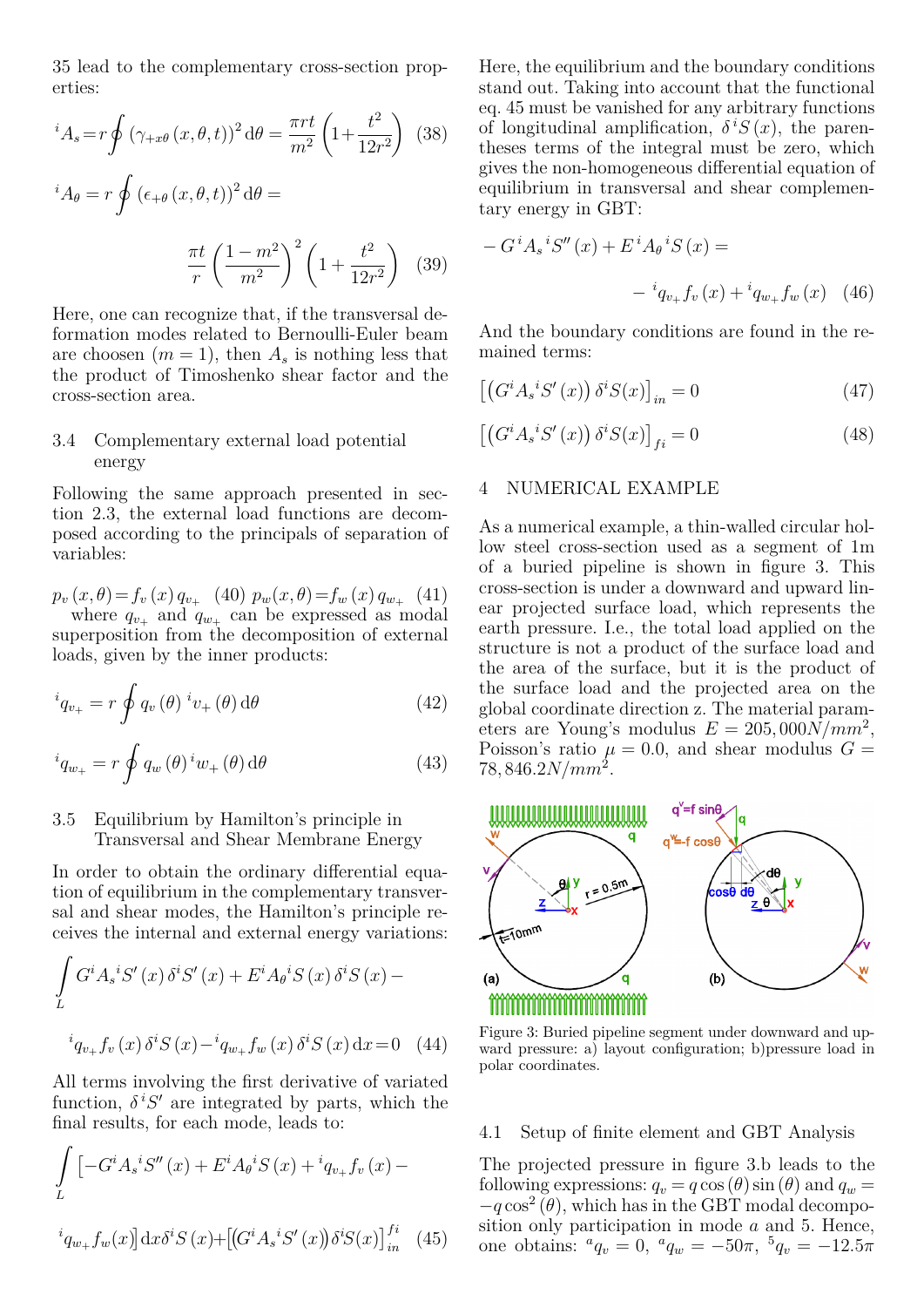35 lead to the complementary cross-section properties:

$$ {}^{i}A_s = r \oint \left(\gamma_{+x\theta}(x,\theta,t)\right)^2 \mathrm{d}\theta = \frac{\pi r t}{m^2}\left(1+\frac{t^2}{12r^2}\right) \quad (38)$$

$$ {}^{i}A_\theta = r \oint \left(\epsilon_{+\theta}(x,\theta,t)\right)^2 \mathrm{d}\theta = \frac{\pi t}{r}\left(\frac{1-m^2}{m^2}\right)^2\left(1+\frac{t^2}{12r^2}\right) \quad (39)$$

Here, one can recognize that, if the transversal deformation modes related to Bernoulli-Euler beam are choosen ($m=1$), then $A_s$ is nothing less that the product of Timoshenko shear factor and the cross-section area.

## 3.4 Complementary external load potential energy

Following the same approach presented in section 2.3, the external load functions are decomposed according to the principals of separation of variables:

$$p_v(x,\theta) = f_v(x)\, q_{v_+} \quad (40) \qquad p_w(x,\theta) = f_w(x)\, q_{w_+} \quad (41)$$

where $q_{v_+}$ and $q_{w_+}$ can be expressed as modal superposition from the decomposition of external loads, given by the inner products:

$$ {}^{i}q_{v_+} = r \oint q_v(\theta)\, {}^{i}v_+(\theta)\, \mathrm{d}\theta \quad (42)$$

$$ {}^{i}q_{w_+} = r \oint q_w(\theta)\, {}^{i}w_+(\theta)\, \mathrm{d}\theta \quad (43)$$

## 3.5 Equilibrium by Hamilton's principle in Transversal and Shear Membrane Energy

In order to obtain the ordinary differential equation of equilibrium in the complementary transversal and shear modes, the Hamilton's principle receives the internal and external energy variations:

$$\int_L G^i A_s {}^{i}S'(x)\, \delta^i S'(x) + E^i A_\theta {}^{i}S(x)\, \delta^i S(x) - {}^{i}q_{v_+} f_v(x)\, \delta^i S(x) - {}^{i}q_{w_+} f_w(x)\, \delta^i S(x)\, \mathrm{d}x = 0 \quad (44)$$

All terms involving the first derivative of variated function, $\delta^i S'$ are integrated by parts, which the final results, for each mode, leads to:

$$\int_L \left[-G^i A_s {}^{i}S''(x) + E^i A_\theta {}^{i}S(x) + {}^{i}q_{v_+} f_v(x) - {}^{i}q_{w_+} f_w(x)\right] \mathrm{d}x\, \delta^i S(x) + \left[\left(G^i A_s {}^{i}S'(x)\right)\delta^i S(x)\right]_{in}^{fi} \quad (45)$$

Here, the equilibrium and the boundary conditions stand out. Taking into account that the functional eq. 45 must be vanished for any arbitrary functions of longitudinal amplification, $\delta^i S(x)$, the parentheses terms of the integral must be zero, which gives the non-homogeneous differential equation of equilibrium in transversal and shear complementary energy in GBT:

$$-G^i A_s {}^{i}S''(x) + E^i A_\theta {}^{i}S(x) = -{}^{i}q_{v_+} f_v(x) + {}^{i}q_{w_+} f_w(x) \quad (46)$$

And the boundary conditions are found in the remained terms:

$$\left[\left(G^i A_s {}^{i}S'(x)\right)\delta^i S(x)\right]_{in} = 0 \quad (47)$$

$$\left[\left(G^i A_s {}^{i}S'(x)\right)\delta^i S(x)\right]_{fi} = 0 \quad (48)$$

# 4 NUMERICAL EXAMPLE

As a numerical example, a thin-walled circular hollow steel cross-section used as a segment of 1m of a buried pipeline is shown in figure 3. This cross-section is under a downward and upward linear projected surface load, which represents the earth pressure. I.e., the total load applied on the structure is not a product of the surface load and the area of the surface, but it is the product of the surface load and the projected area on the global coordinate direction z. The material parameters are Young's modulus $E = 205,000 N/mm^2$, Poisson's ratio $\mu = 0.0$, and shear modulus $G = 78,846.2 N/mm^2$.

Figure 3: Buried pipeline segment under downward and upward pressure: a) layout configuration; b)pressure load in polar coordinates.

## 4.1 Setup of finite element and GBT Analysis

The projected pressure in figure 3.b leads to the following expressions: $q_v = q\cos(\theta)\sin(\theta)$ and $q_w = -q\cos^2(\theta)$, which has in the GBT modal decomposition only participation in mode $a$ and 5. Hence, one obtains: ${}^{a}q_v = 0$, ${}^{a}q_w = -50\pi$, ${}^{5}q_v = -12.5\pi$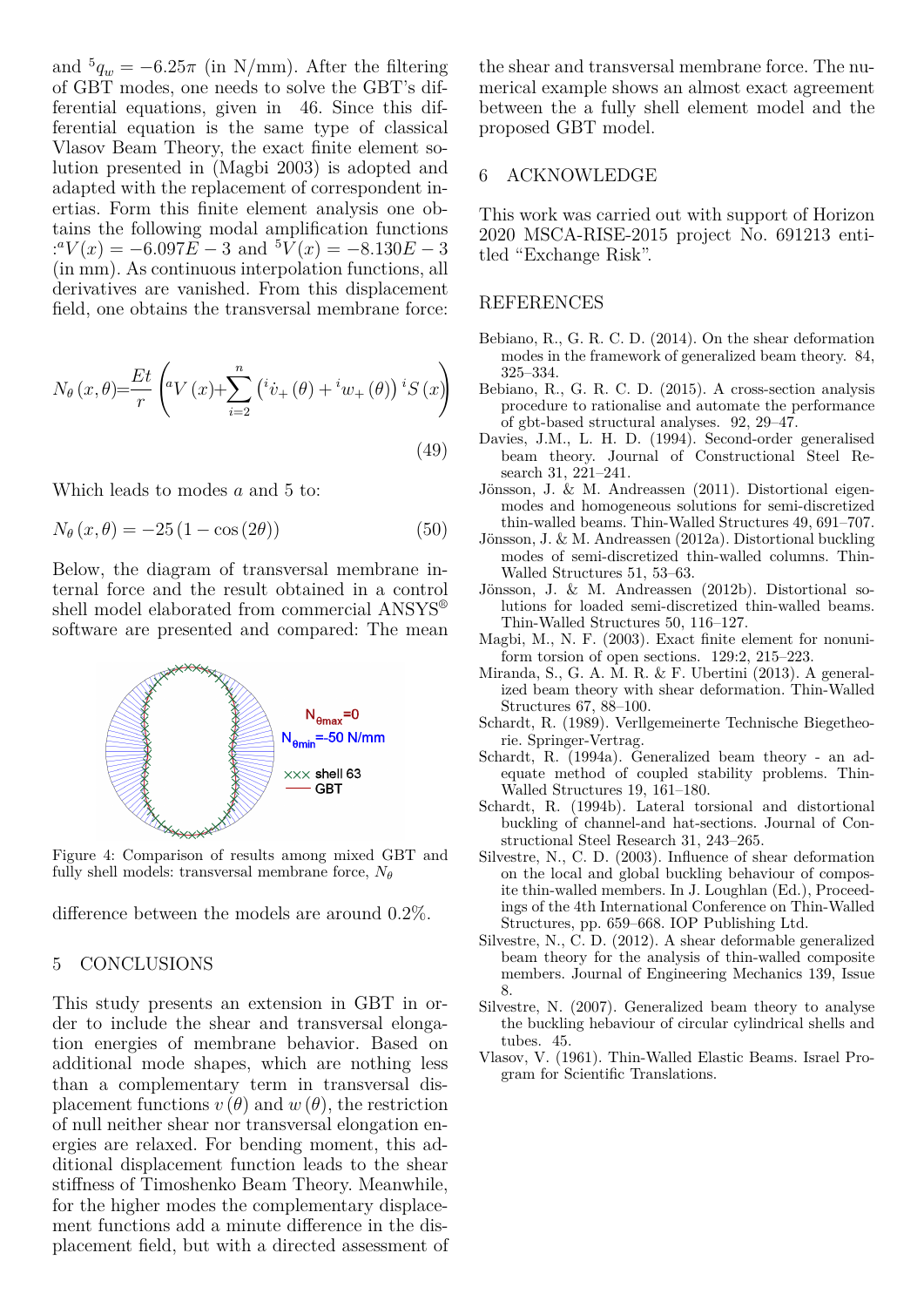and ${}^{5}q_{w} = -6.25\pi$ (in N/mm). After the filtering of GBT modes, one needs to solve the GBT's differential equations, given in 46. Since this differential equation is the same type of classical Vlasov Beam Theory, the exact finite element solution presented in (Magbi 2003) is adopted and adapted with the replacement of correspondent inertias. Form this finite element analysis one obtains the following modal amplification functions :${}^{a}V(x) = -6.097E-3$ and ${}^{5}V(x) = -8.130E-3$ (in mm). As continuous interpolation functions, all derivatives are vanished. From this displacement field, one obtains the transversal membrane force:

$$N_{\theta}(x,\theta) = \frac{Et}{r}\left({}^{a}V(x) + \sum_{i=2}^{n}\left({}^{i}\dot{v}_{+}(\theta) + {}^{i}w_{+}(\theta)\right){}^{i}S(x)\right) \tag{49}$$

Which leads to modes $a$ and 5 to:

$$N_{\theta}(x,\theta) = -25\left(1-\cos(2\theta)\right) \tag{50}$$

Below, the diagram of transversal membrane internal force and the result obtained in a control shell model elaborated from commercial ANSYS® software are presented and compared: The mean difference between the models are around 0.2%.

$N_{\theta max}$=0
$N_{\theta min}$=-50 N/mm
××× shell 63
— GBT

Figure 4: Comparison of results among mixed GBT and fully shell models: transversal membrane force, $N_{\theta}$

## 5 CONCLUSIONS

This study presents an extension in GBT in order to include the shear and transversal elongation energies of membrane behavior. Based on additional mode shapes, which are nothing less than a complementary term in transversal displacement functions $v(\theta)$ and $w(\theta)$, the restriction of null neither shear nor transversal elongation energies are relaxed. For bending moment, this additional displacement function leads to the shear stiffness of Timoshenko Beam Theory. Meanwhile, for the higher modes the complementary displacement functions add a minute difference in the displacement field, but with a directed assessment of the shear and transversal membrane force. The numerical example shows an almost exact agreement between the a fully shell element model and the proposed GBT model.

## 6 ACKNOWLEDGE

This work was carried out with support of Horizon 2020 MSCA-RISE-2015 project No. 691213 entitled "Exchange Risk".

## REFERENCES

Bebiano, R., G. R. C. D. (2014). On the shear deformation modes in the framework of generalized beam theory. 84, 325–334.

Bebiano, R., G. R. C. D. (2015). A cross-section analysis procedure to rationalise and automate the performance of gbt-based structural analyses. 92, 29–47.

Davies, J.M., L. H. D. (1994). Second-order generalised beam theory. Journal of Constructional Steel Research 31, 221–241.

Jönsson, J. & M. Andreassen (2011). Distortional eigenmodes and homogeneous solutions for semi-discretized thin-walled beams. Thin-Walled Structures 49, 691–707.

Jönsson, J. & M. Andreassen (2012a). Distortional buckling modes of semi-discretized thin-walled columns. Thin-Walled Structures 51, 53–63.

Jönsson, J. & M. Andreassen (2012b). Distortional solutions for loaded semi-discretized thin-walled beams. Thin-Walled Structures 50, 116–127.

Magbi, M., N. F. (2003). Exact finite element for nonuniform torsion of open sections. 129:2, 215–223.

Miranda, S., G. A. M. R. & F. Ubertini (2013). A generalized beam theory with shear deformation. Thin-Walled Structures 67, 88–100.

Schardt, R. (1989). Verllgemeinerte Technische Biegetheorie. Springer-Vertrag.

Schardt, R. (1994a). Generalized beam theory - an adequate method of coupled stability problems. Thin-Walled Structures 19, 161–180.

Schardt, R. (1994b). Lateral torsional and distortional buckling of channel-and hat-sections. Journal of Constructional Steel Research 31, 243–265.

Silvestre, N., C. D. (2003). Influence of shear deformation on the local and global buckling behaviour of composite thin-walled members. In J. Loughlan (Ed.), Proceedings of the 4th International Conference on Thin-Walled Structures, pp. 659–668. IOP Publishing Ltd.

Silvestre, N., C. D. (2012). A shear deformable generalized beam theory for the analysis of thin-walled composite members. Journal of Engineering Mechanics 139, Issue 8.

Silvestre, N. (2007). Generalized beam theory to analyse the buckling hebaviour of circular cylindrical shells and tubes. 45.

Vlasov, V. (1961). Thin-Walled Elastic Beams. Israel Program for Scientific Translations.